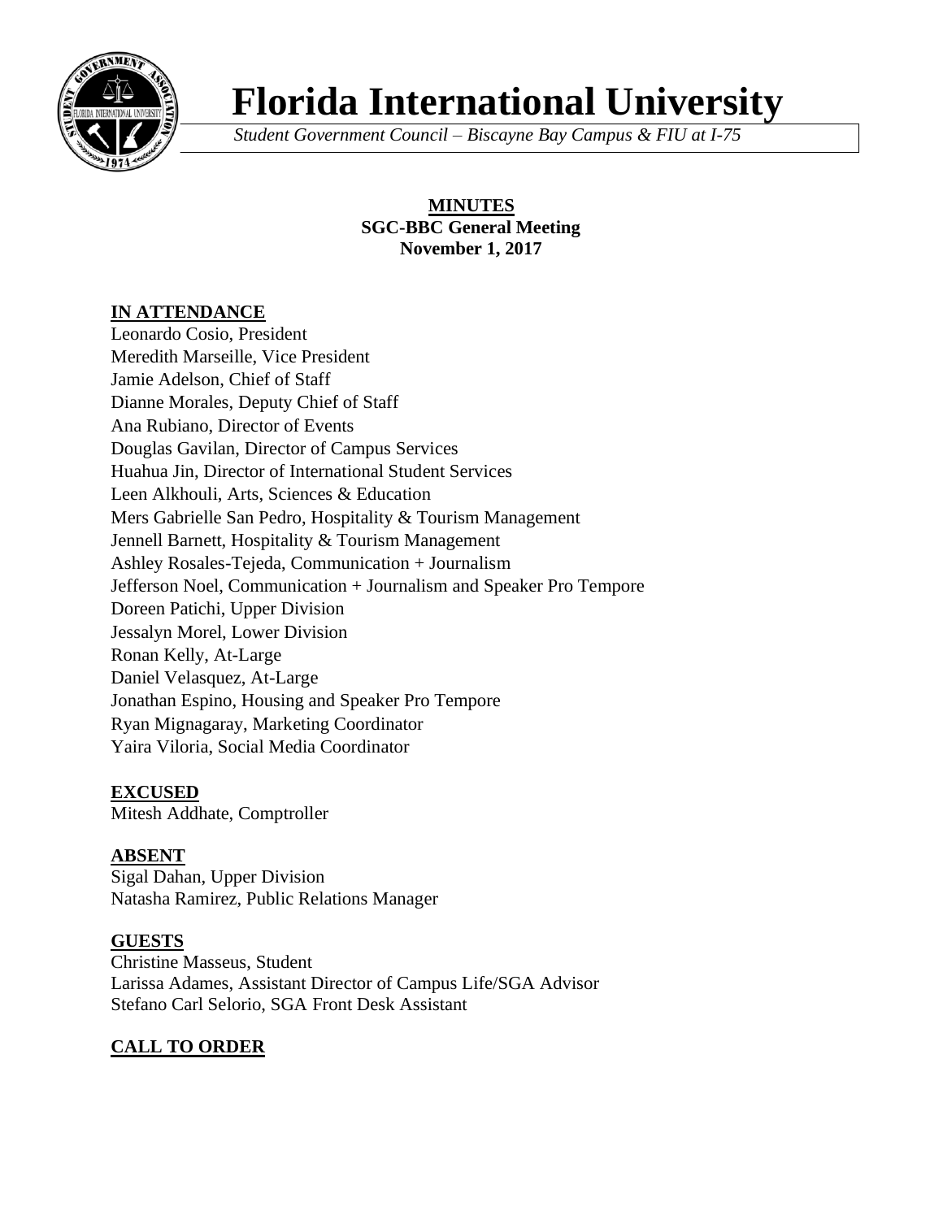# Florida International University

*Student Government Council – Biscayne Bay Campus & FIU at I-75*

**MINUTES**
**SGC-BBC General Meeting**
**November 1, 2017**

## IN ATTENDANCE

Leonardo Cosio, President
Meredith Marseille, Vice President
Jamie Adelson, Chief of Staff
Dianne Morales, Deputy Chief of Staff
Ana Rubiano, Director of Events
Douglas Gavilan, Director of Campus Services
Huahua Jin, Director of International Student Services
Leen Alkhouli, Arts, Sciences & Education
Mers Gabrielle San Pedro, Hospitality & Tourism Management
Jennell Barnett, Hospitality & Tourism Management
Ashley Rosales-Tejeda, Communication + Journalism
Jefferson Noel, Communication + Journalism and Speaker Pro Tempore
Doreen Patichi, Upper Division
Jessalyn Morel, Lower Division
Ronan Kelly, At-Large
Daniel Velasquez, At-Large
Jonathan Espino, Housing and Speaker Pro Tempore
Ryan Mignagaray, Marketing Coordinator
Yaira Viloria, Social Media Coordinator

## EXCUSED

Mitesh Addhate, Comptroller

## ABSENT

Sigal Dahan, Upper Division
Natasha Ramirez, Public Relations Manager

## GUESTS

Christine Masseus, Student
Larissa Adames, Assistant Director of Campus Life/SGA Advisor
Stefano Carl Selorio, SGA Front Desk Assistant

## CALL TO ORDER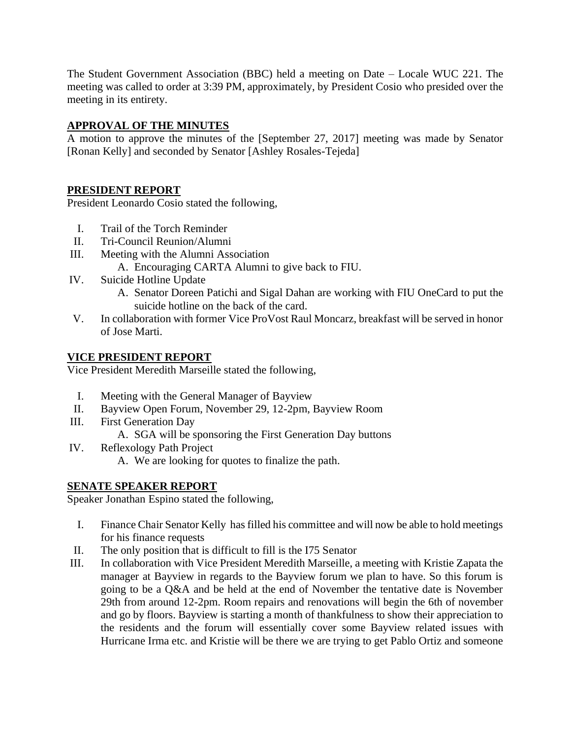The Student Government Association (BBC) held a meeting on Date – Locale WUC 221. The meeting was called to order at 3:39 PM, approximately, by President Cosio who presided over the meeting in its entirety.

## APPROVAL OF THE MINUTES

A motion to approve the minutes of the [September 27, 2017] meeting was made by Senator [Ronan Kelly] and seconded by Senator [Ashley Rosales-Tejeda]

## PRESIDENT REPORT

President Leonardo Cosio stated the following,

I. Trail of the Torch Reminder
II. Tri-Council Reunion/Alumni
III. Meeting with the Alumni Association
    A. Encouraging CARTA Alumni to give back to FIU.
IV. Suicide Hotline Update
    A. Senator Doreen Patichi and Sigal Dahan are working with FIU OneCard to put the suicide hotline on the back of the card.
V. In collaboration with former Vice ProVost Raul Moncarz, breakfast will be served in honor of Jose Marti.

## VICE PRESIDENT REPORT

Vice President Meredith Marseille stated the following,

I. Meeting with the General Manager of Bayview
II. Bayview Open Forum, November 29, 12-2pm, Bayview Room
III. First Generation Day
    A. SGA will be sponsoring the First Generation Day buttons
IV. Reflexology Path Project
    A. We are looking for quotes to finalize the path.

## SENATE SPEAKER REPORT

Speaker Jonathan Espino stated the following,

I. Finance Chair Senator Kelly has filled his committee and will now be able to hold meetings for his finance requests
II. The only position that is difficult to fill is the I75 Senator
III. In collaboration with Vice President Meredith Marseille, a meeting with Kristie Zapata the manager at Bayview in regards to the Bayview forum we plan to have. So this forum is going to be a Q&A and be held at the end of November the tentative date is November 29th from around 12-2pm. Room repairs and renovations will begin the 6th of november and go by floors. Bayview is starting a month of thankfulness to show their appreciation to the residents and the forum will essentially cover some Bayview related issues with Hurricane Irma etc. and Kristie will be there we are trying to get Pablo Ortiz and someone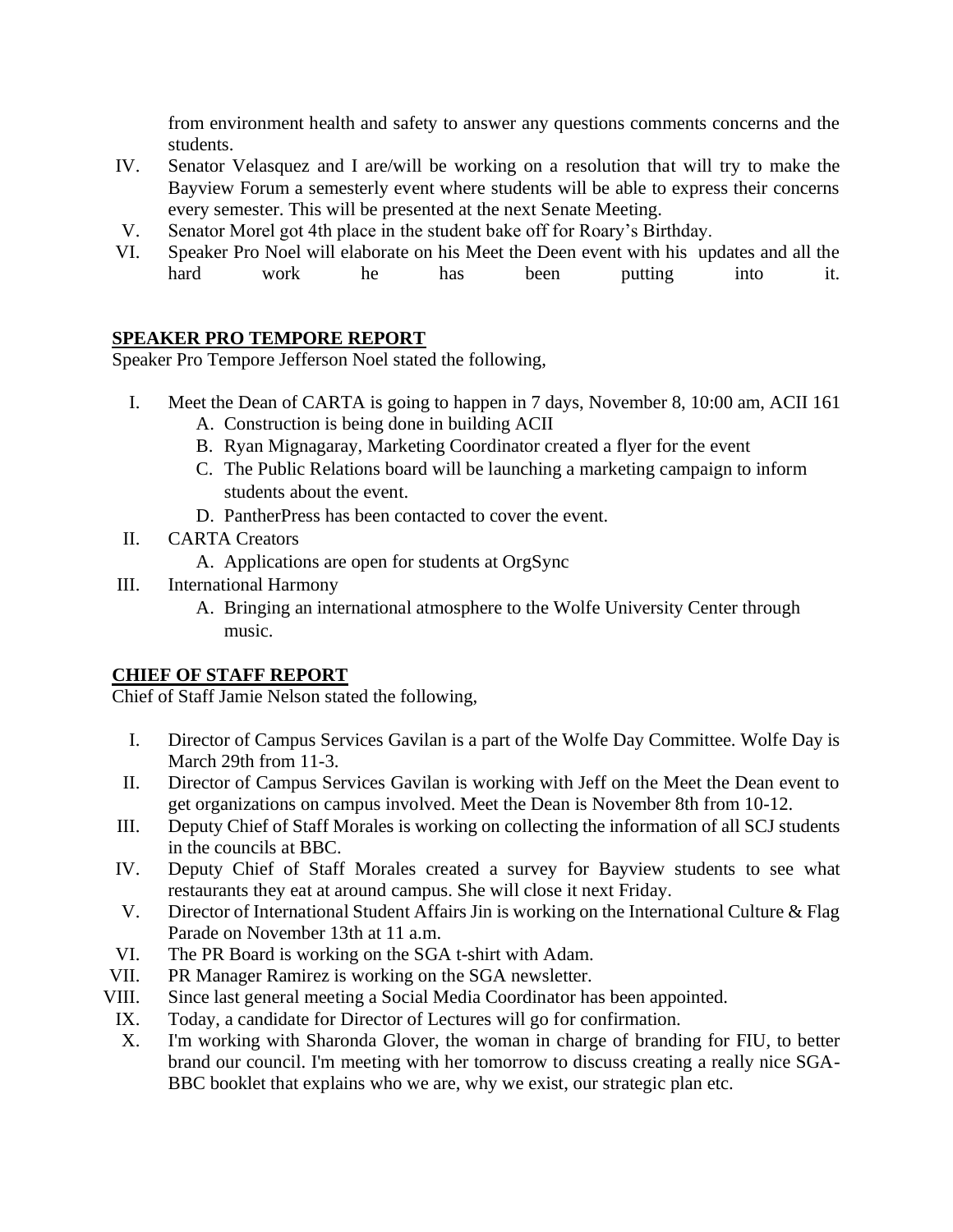from environment health and safety to answer any questions comments concerns and the students.

IV. Senator Velasquez and I are/will be working on a resolution that will try to make the Bayview Forum a semesterly event where students will be able to express their concerns every semester. This will be presented at the next Senate Meeting.

V. Senator Morel got 4th place in the student bake off for Roary's Birthday.

VI. Speaker Pro Noel will elaborate on his Meet the Deen event with his updates and all the hard work he has been putting into it.

## SPEAKER PRO TEMPORE REPORT

Speaker Pro Tempore Jefferson Noel stated the following,

I. Meet the Dean of CARTA is going to happen in 7 days, November 8, 10:00 am, ACII 161
   - A. Construction is being done in building ACII
   - B. Ryan Mignagaray, Marketing Coordinator created a flyer for the event
   - C. The Public Relations board will be launching a marketing campaign to inform students about the event.
   - D. PantherPress has been contacted to cover the event.

II. CARTA Creators
   - A. Applications are open for students at OrgSync

III. International Harmony
   - A. Bringing an international atmosphere to the Wolfe University Center through music.

## CHIEF OF STAFF REPORT

Chief of Staff Jamie Nelson stated the following,

I. Director of Campus Services Gavilan is a part of the Wolfe Day Committee. Wolfe Day is March 29th from 11-3.

II. Director of Campus Services Gavilan is working with Jeff on the Meet the Dean event to get organizations on campus involved. Meet the Dean is November 8th from 10-12.

III. Deputy Chief of Staff Morales is working on collecting the information of all SCJ students in the councils at BBC.

IV. Deputy Chief of Staff Morales created a survey for Bayview students to see what restaurants they eat at around campus. She will close it next Friday.

V. Director of International Student Affairs Jin is working on the International Culture & Flag Parade on November 13th at 11 a.m.

VI. The PR Board is working on the SGA t-shirt with Adam.

VII. PR Manager Ramirez is working on the SGA newsletter.

VIII. Since last general meeting a Social Media Coordinator has been appointed.

IX. Today, a candidate for Director of Lectures will go for confirmation.

X. I'm working with Sharonda Glover, the woman in charge of branding for FIU, to better brand our council. I'm meeting with her tomorrow to discuss creating a really nice SGA-BBC booklet that explains who we are, why we exist, our strategic plan etc.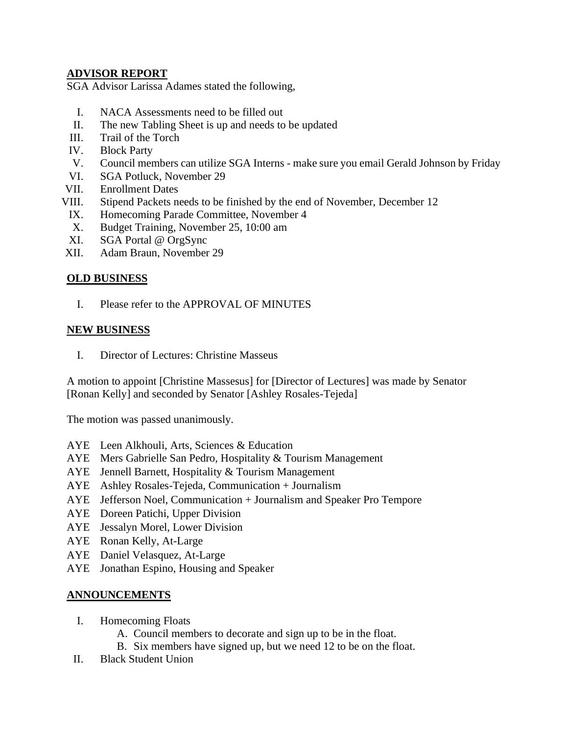**ADVISOR REPORT**

SGA Advisor Larissa Adames stated the following,

I. NACA Assessments need to be filled out
II. The new Tabling Sheet is up and needs to be updated
III. Trail of the Torch
IV. Block Party
V. Council members can utilize SGA Interns - make sure you email Gerald Johnson by Friday
VI. SGA Potluck, November 29
VII. Enrollment Dates
VIII. Stipend Packets needs to be finished by the end of November, December 12
IX. Homecoming Parade Committee, November 4
X. Budget Training, November 25, 10:00 am
XI. SGA Portal @ OrgSync
XII. Adam Braun, November 29

**OLD BUSINESS**

I. Please refer to the APPROVAL OF MINUTES

**NEW BUSINESS**

I. Director of Lectures: Christine Masseus

A motion to appoint [Christine Massesus] for [Director of Lectures] was made by Senator [Ronan Kelly] and seconded by Senator [Ashley Rosales-Tejeda]

The motion was passed unanimously.

AYE Leen Alkhouli, Arts, Sciences & Education
AYE Mers Gabrielle San Pedro, Hospitality & Tourism Management
AYE Jennell Barnett, Hospitality & Tourism Management
AYE Ashley Rosales-Tejeda, Communication + Journalism
AYE Jefferson Noel, Communication + Journalism and Speaker Pro Tempore
AYE Doreen Patichi, Upper Division
AYE Jessalyn Morel, Lower Division
AYE Ronan Kelly, At-Large
AYE Daniel Velasquez, At-Large
AYE Jonathan Espino, Housing and Speaker

**ANNOUNCEMENTS**

I. Homecoming Floats
   A. Council members to decorate and sign up to be in the float.
   B. Six members have signed up, but we need 12 to be on the float.
II. Black Student Union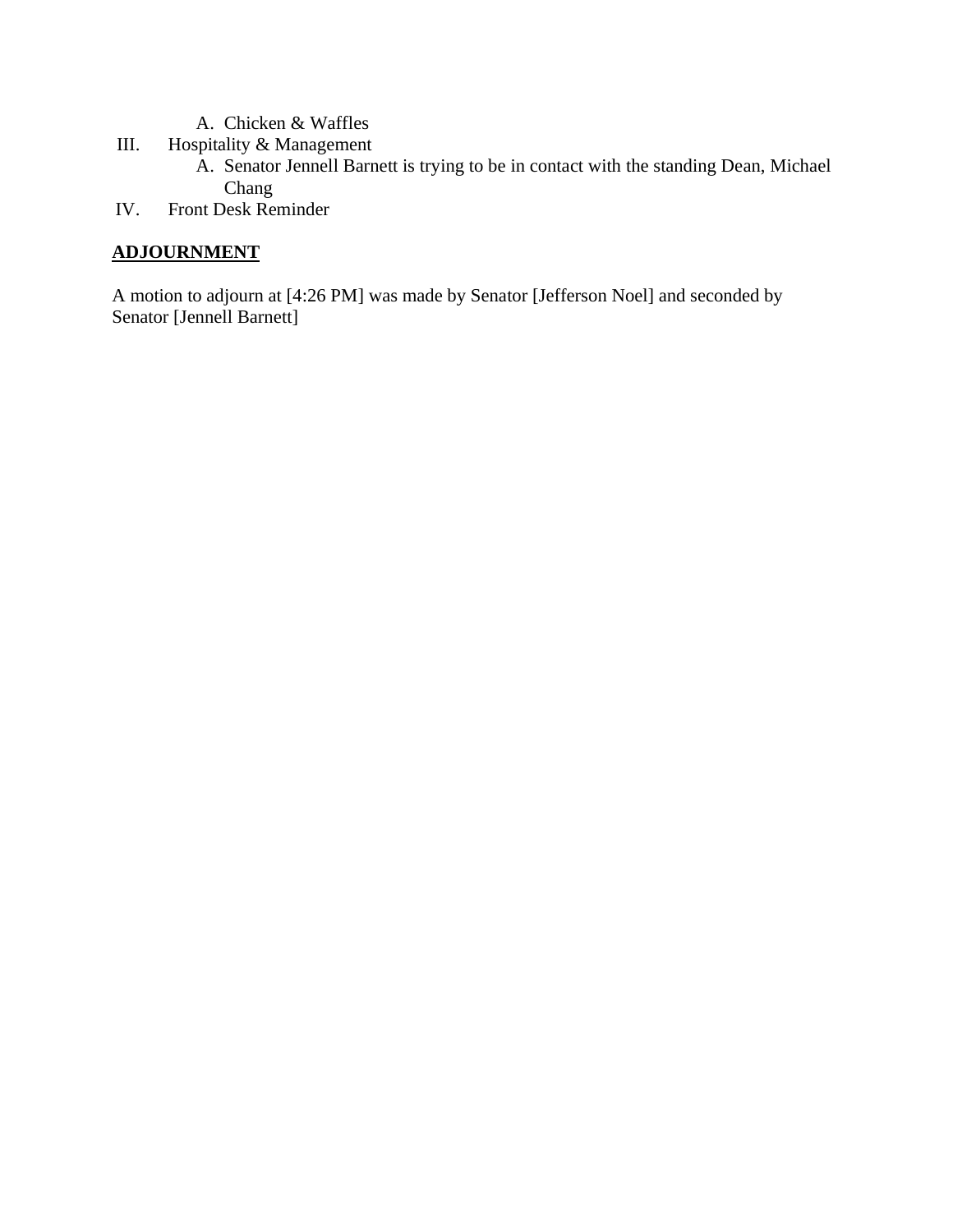A. Chicken & Waffles

III. Hospitality & Management

   A. Senator Jennell Barnett is trying to be in contact with the standing Dean, Michael Chang

IV. Front Desk Reminder

**ADJOURNMENT**

A motion to adjourn at [4:26 PM] was made by Senator [Jefferson Noel] and seconded by Senator [Jennell Barnett]